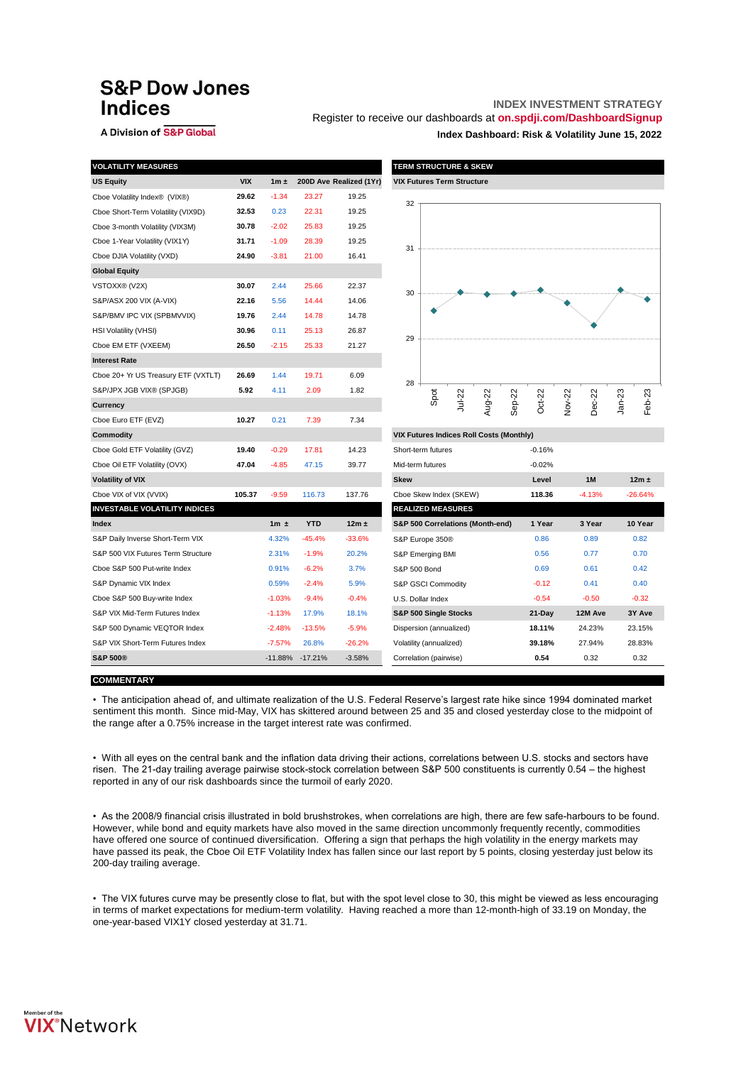# S&P Dow Jones Indices

A Division of S&P Global

INDEX INVESTMENT STRATEGY

Register to receive our dashboards at **on.spdji.com/DashboardSignup**

**Index Dashboard: Risk & Volatility June 15, 2022**

## VOLATILITY MEASURES

| US Equity | VIX | 1m ± | 200D Ave | Realized (1Yr) |
|---|---|---|---|---|
| Cboe Volatility Index® (VIX®) | **29.62** | -1.34 | 23.27 | 19.25 |
| Cboe Short-Term Volatility (VIX9D) | **32.53** | 0.23 | 22.31 | 19.25 |
| Cboe 3-month Volatility (VIX3M) | **30.78** | -2.02 | 25.83 | 19.25 |
| Cboe 1-Year Volatility (VIX1Y) | **31.71** | -1.09 | 28.39 | 19.25 |
| Cboe DJIA Volatility (VXD) | **24.90** | -3.81 | 21.00 | 16.41 |
| **Global Equity** | | | | |
| VSTOXX® (V2X) | **30.07** | 2.44 | 25.66 | 22.37 |
| S&P/ASX 200 VIX (A-VIX) | **22.16** | 5.56 | 14.44 | 14.06 |
| S&P/BMV IPC VIX (SPBMVVIX) | **19.76** | 2.44 | 14.78 | 14.78 |
| HSI Volatility (VHSI) | **30.96** | 0.11 | 25.13 | 26.87 |
| Cboe EM ETF (VXEEM) | **26.50** | -2.15 | 25.33 | 21.27 |
| **Interest Rate** | | | | |
| Cboe 20+ Yr US Treasury ETF (VXTLT) | **26.69** | 1.44 | 19.71 | 6.09 |
| S&P/JPX JGB VIX® (SPJGB) | **5.92** | 4.11 | 2.09 | 1.82 |
| **Currency** | | | | |
| Cboe Euro ETF (EVZ) | **10.27** | 0.21 | 7.39 | 7.34 |
| **Commodity** | | | | |
| Cboe Gold ETF Volatility (GVZ) | **19.40** | -0.29 | 17.81 | 14.23 |
| Cboe Oil ETF Volatility (OVX) | **47.04** | -4.85 | 47.15 | 39.77 |
| **Volatility of VIX** | | | | |
| Cboe VIX of VIX (VVIX) | **105.37** | -9.59 | 116.73 | 137.76 |

## TERM STRUCTURE & SKEW

**VIX Futures Term Structure**

| Spot | Jul-22 | Aug-22 | Sep-22 | Oct-22 | Nov-22 | Dec-22 | Jan-23 | Feb-23 |
|---|---|---|---|---|---|---|---|---|
| 29.62 | ~30.0 | ~30.0 | ~30.0 | ~30.1 | ~29.8 | ~29.3 | ~30.1 | ~29.9 |

| VIX Futures Indices Roll Costs (Monthly) | |
|---|---|
| Short-term futures | -0.16% |
| Mid-term futures | -0.02% |

| Skew | Level | 1M | 12m ± |
|---|---|---|---|
| Cboe Skew Index (SKEW) | **118.36** | -4.13% | -26.64% |

## INVESTABLE VOLATILITY INDICES

| Index | 1m ± | YTD | 12m ± |
|---|---|---|---|
| S&P Daily Inverse Short-Term VIX | 4.32% | -45.4% | -33.6% |
| S&P 500 VIX Futures Term Structure | 2.31% | -1.9% | 20.2% |
| Cboe S&P 500 Put-write Index | 0.91% | -6.2% | 3.7% |
| S&P Dynamic VIX Index | 0.59% | -2.4% | 5.9% |
| Cboe S&P 500 Buy-write Index | -1.03% | -9.4% | -0.4% |
| S&P VIX Mid-Term Futures Index | -1.13% | 17.9% | 18.1% |
| S&P 500 Dynamic VEQTOR Index | -2.48% | -13.5% | -5.9% |
| S&P VIX Short-Term Futures Index | -7.57% | 26.8% | -26.2% |
| **S&P 500®** | -11.88% | -17.21% | -3.58% |

## REALIZED MEASURES

| S&P 500 Correlations (Month-end) | 1 Year | 3 Year | 10 Year |
|---|---|---|---|
| S&P Europe 350® | 0.86 | 0.89 | 0.82 |
| S&P Emerging BMI | 0.56 | 0.77 | 0.70 |
| S&P 500 Bond | 0.69 | 0.61 | 0.42 |
| S&P GSCI Commodity | -0.12 | 0.41 | 0.40 |
| U.S. Dollar Index | -0.54 | -0.50 | -0.32 |
| **S&P 500 Single Stocks** | **21-Day** | **12M Ave** | **3Y Ave** |
| Dispersion (annualized) | **18.11%** | 24.23% | 23.15% |
| Volatility (annualized) | **39.18%** | 27.94% | 28.83% |
| Correlation (pairwise) | **0.54** | 0.32 | 0.32 |

## COMMENTARY

• The anticipation ahead of, and ultimate realization of the U.S. Federal Reserve's largest rate hike since 1994 dominated market sentiment this month. Since mid-May, VIX has skittered around between 25 and 35 and closed yesterday close to the midpoint of the range after a 0.75% increase in the target interest rate was confirmed.

• With all eyes on the central bank and the inflation data driving their actions, correlations between U.S. stocks and sectors have risen. The 21-day trailing average pairwise stock-stock correlation between S&P 500 constituents is currently 0.54 – the highest reported in any of our risk dashboards since the turmoil of early 2020.

• As the 2008/9 financial crisis illustrated in bold brushstrokes, when correlations are high, there are few safe-harbours to be found. However, while bond and equity markets have also moved in the same direction uncommonly frequently recently, commodities have offered one source of continued diversification. Offering a sign that perhaps the high volatility in the energy markets may have passed its peak, the Cboe Oil ETF Volatility Index has fallen since our last report by 5 points, closing yesterday just below its 200-day trailing average.

• The VIX futures curve may be presently close to flat, but with the spot level close to 30, this might be viewed as less encouraging in terms of market expectations for medium-term volatility. Having reached a more than 12-month-high of 33.19 on Monday, the one-year-based VIX1Y closed yesterday at 31.71.

Member of the VIX® Network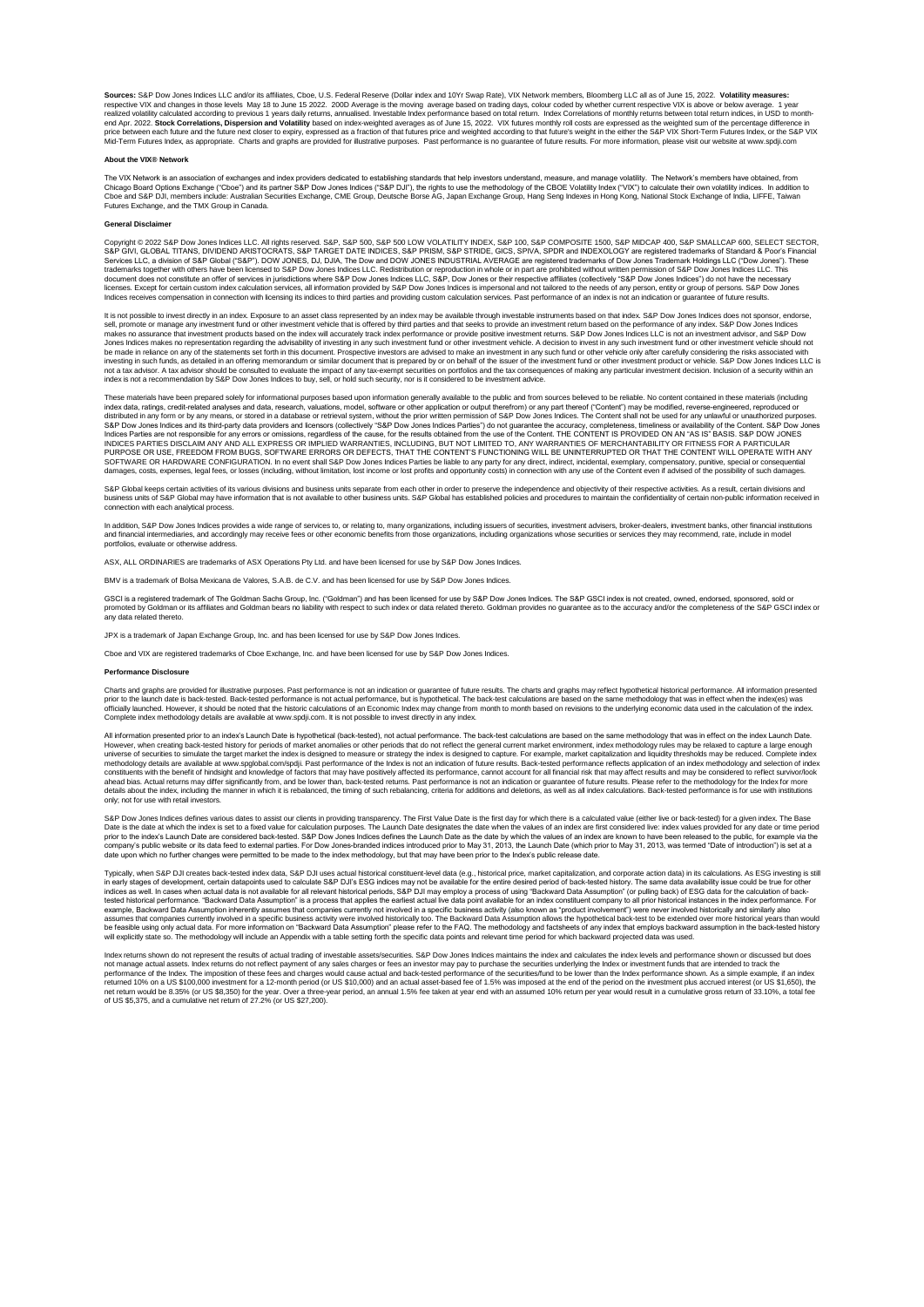**Sources:** S&P Dow Jones Indices LLC and/or its affiliates, Cboe, U.S. Federal Reserve (Dollar index and 10Yr Swap Rate), VIX Network members, Bloomberg LLC all as of June 15, 2022. **Volatility measures:** respective VIX and changes in those levels May 18 to June 15 2022. 200D Average is the moving average based on trading days, colour coded by whether current respective VIX is above or below average. 1 year realized volatility calculated according to previous 1 years daily returns, annualised. Investable Index performance based on total return. Index Correlations of monthly returns between total return indices, in USD to month-end Apr. 2022. **Stock Correlations, Dispersion and Volatility** based on index-weighted averages as of June 15, 2022. VIX futures monthly roll costs are expressed as the weighted sum of the percentage difference in price between each future and the future next closer to expiry, expressed as a fraction of that futures price and weighted according to that future's weight in the either the S&P VIX Short-Term Futures Index, or the S&P VIX Mid-Term Futures Index, as appropriate. Charts and graphs are provided for illustrative purposes. Past performance is no guarantee of future results. For more information, please visit our website at www.spdji.com

### About the VIX® Network

The VIX Network is an association of exchanges and index providers dedicated to establishing standards that help investors understand, measure, and manage volatility. The Network's members have obtained, from Chicago Board Options Exchange ("Cboe") and its partner S&P Dow Jones Indices ("S&P DJI"), the rights to use the methodology of the CBOE Volatility Index ("VIX") to calculate their own volatility indices. In addition to Cboe and S&P DJI, members include: Australian Securities Exchange, CME Group, Deutsche Borse AG, Japan Exchange Group, Hang Seng Indexes in Hong Kong, National Stock Exchange of India, LIFFE, Taiwan Futures Exchange, and the TMX Group in Canada.

### General Disclaimer

Copyright © 2022 S&P Dow Jones Indices LLC. All rights reserved. S&P, S&P 500, S&P 500 LOW VOLATILITY INDEX, S&P 100, S&P COMPOSITE 1500, S&P MIDCAP 400, S&P SMALLCAP 600, SELECT SECTOR, S&P GIVI, GLOBAL TITANS, DIVIDEND ARISTOCRATS, S&P TARGET DATE INDICES, S&P PRISM, S&P STRIDE, GICS, SPIVA, SPDR and INDEXOLOGY are registered trademarks of Standard & Poor's Financial Services LLC, a division of S&P Global ("S&P"). DOW JONES, DJ, DJIA, The Dow and DOW JONES INDUSTRIAL AVERAGE are registered trademarks of Dow Jones Trademark Holdings LLC ("Dow Jones"). These trademarks together with others have been licensed to S&P Dow Jones Indices LLC. Redistribution or reproduction in whole or in part are prohibited without written permission of S&P Dow Jones Indices LLC. This document does not constitute an offer of services in jurisdictions where S&P Dow Jones Indices LLC, S&P, Dow Jones or their respective affiliates (collectively "S&P Dow Jones Indices") do not have the necessary licenses. Except for certain custom index calculation services, all information provided by S&P Dow Jones Indices is impersonal and not tailored to the needs of any person, entity or group of persons. S&P Dow Jones Indices receives compensation in connection with licensing its indices to third parties and providing custom calculation services. Past performance of an index is not an indication or guarantee of future results.

It is not possible to invest directly in an index. Exposure to an asset class represented by an index may be available through investable instruments based on that index. S&P Dow Jones Indices does not sponsor, endorse, sell, promote or manage any investment fund or other investment vehicle that is offered by third parties and that seeks to provide an investment return based on the performance of any index. S&P Dow Jones Indices makes no assurance that investment products based on the index will accurately track index performance or provide positive investment returns. S&P Dow Jones Indices LLC is not an investment advisor, and S&P Dow Jones Indices makes no representation regarding the advisability of investing in any such investment fund or other investment vehicle. A decision to invest in any such investment fund or other investment vehicle should not be made in reliance on any of the statements set forth in this document. Prospective investors are advised to make an investment in any such fund or other vehicle only after carefully considering the risks associated with investing in such funds, as detailed in an offering memorandum or similar document that is prepared by or on behalf of the issuer of the investment fund or other investment product or vehicle. S&P Dow Jones Indices LLC is not a tax advisor. A tax advisor should be consulted to evaluate the impact of any tax-exempt securities on portfolios and the tax consequences of making any particular investment decision. Inclusion of a security within an index is not a recommendation by S&P Dow Jones Indices to buy, sell, or hold such security, nor is it considered to be investment advice.

These materials have been prepared solely for informational purposes based upon information generally available to the public and from sources believed to be reliable. No content contained in these materials (including index data, ratings, credit-related analyses and data, research, valuations, model, software or other application or output therefrom) or any part thereof ("Content") may be modified, reverse-engineered, reproduced or distributed in any form or by any means, or stored in a database or retrieval system, without the prior written permission of S&P Dow Jones Indices. The Content shall not be used for any unlawful or unauthorized purposes. S&P Dow Jones Indices and its third-party data providers and licensors (collectively "S&P Dow Jones Indices Parties") do not guarantee the accuracy, completeness, timeliness or availability of the Content. S&P Dow Jones Indices Parties are not responsible for any errors or omissions, regardless of the cause, for the results obtained from the use of the Content. THE CONTENT IS PROVIDED ON AN "AS IS" BASIS. S&P DOW JONES INDICES PARTIES DISCLAIM ANY AND ALL EXPRESS OR IMPLIED WARRANTIES, INCLUDING, BUT NOT LIMITED TO, ANY WARRANTIES OF MERCHANTABILITY OR FITNESS FOR A PARTICULAR PURPOSE OR USE, FREEDOM FROM BUGS, SOFTWARE ERRORS OR DEFECTS, THAT THE CONTENT'S FUNCTIONING WILL BE UNINTERRUPTED OR THAT THE CONTENT WILL OPERATE WITH ANY SOFTWARE OR HARDWARE CONFIGURATION. In no event shall S&P Dow Jones Indices Parties be liable to any party for any direct, indirect, incidental, exemplary, compensatory, punitive, special or consequential damages, costs, expenses, legal fees, or losses (including, without limitation, lost income or lost profits and opportunity costs) in connection with any use of the Content even if advised of the possibility of such damages.

S&P Global keeps certain activities of its various divisions and business units separate from each other in order to preserve the independence and objectivity of their respective activities. As a result, certain divisions and business units of S&P Global may have information that is not available to other business units. S&P Global has established policies and procedures to maintain the confidentiality of certain non-public information received in connection with each analytical process.

In addition, S&P Dow Jones Indices provides a wide range of services to, or relating to, many organizations, including issuers of securities, investment advisers, broker-dealers, investment banks, other financial institutions and financial intermediaries, and accordingly may receive fees or other economic benefits from those organizations, including organizations whose securities or services they may recommend, rate, include in model portfolios, evaluate or otherwise address.

ASX, ALL ORDINARIES are trademarks of ASX Operations Pty Ltd. and have been licensed for use by S&P Dow Jones Indices.

BMV is a trademark of Bolsa Mexicana de Valores, S.A.B. de C.V. and has been licensed for use by S&P Dow Jones Indices.

GSCI is a registered trademark of The Goldman Sachs Group, Inc. ("Goldman") and has been licensed for use by S&P Dow Jones Indices. The S&P GSCI index is not created, owned, endorsed, sponsored, sold or promoted by Goldman or its affiliates and Goldman bears no liability with respect to such index or data related thereto. Goldman provides no guarantee as to the accuracy and/or the completeness of the S&P GSCI index or any data related thereto.

JPX is a trademark of Japan Exchange Group, Inc. and has been licensed for use by S&P Dow Jones Indices.

Cboe and VIX are registered trademarks of Cboe Exchange, Inc. and have been licensed for use by S&P Dow Jones Indices.

### Performance Disclosure

Charts and graphs are provided for illustrative purposes. Past performance is not an indication or guarantee of future results. The charts and graphs may reflect hypothetical historical performance. All information presented prior to the launch date is back-tested. Back-tested performance is not actual performance, but is hypothetical. The back-test calculations are based on the same methodology that was in effect when the index(es) was officially launched. However, it should be noted that the historic calculations of an Economic Index may change from month to month based on revisions to the underlying economic data used in the calculation of the index. Complete index methodology details are available at www.spdji.com. It is not possible to invest directly in any index.

All information presented prior to an index's Launch Date is hypothetical (back-tested), not actual performance. The back-test calculations are based on the same methodology that was in effect on the index Launch Date. However, when creating back-tested history for periods of market anomalies or other periods that do not reflect the general current market environment, index methodology rules may be relaxed to capture a large enough universe of securities to simulate the target market the index is designed to measure or strategy the index is designed to capture. For example, market capitalization and liquidity thresholds may be reduced. Complete index methodology details are available at www.spglobal.com/spdji. Past performance of the Index is not an indication of future results. Back-tested performance reflects application of an index methodology and selection of index constituents with the benefit of hindsight and knowledge of factors that may have positively affected its performance, cannot account for all financial risk that may affect results and may be considered to reflect survivor/look ahead bias. Actual returns may differ significantly from, and be lower than, back-tested returns. Past performance is not an indication or guarantee of future results. Please refer to the methodology for the Index for more details about the index, including the manner in which it is rebalanced, the timing of such rebalancing, criteria for additions and deletions, as well as all index calculations. Back-tested performance is for use with institutions only; not for use with retail investors.

S&P Dow Jones Indices defines various dates to assist our clients in providing transparency. The First Value Date is the first day for which there is a calculated value (either live or back-tested) for a given index. The Base Date is the date at which the index is set to a fixed value for calculation purposes. The Launch Date designates the date when the values of an index are first considered live: index values provided for any date or time period prior to the index's Launch Date are considered back-tested. S&P Dow Jones Indices defines the Launch Date as the date by which the values of an index are known to have been released to the public, for example via the company's public website or its data feed to external parties. For Dow Jones-branded indices introduced prior to May 31, 2013, the Launch Date (which prior to May 31, 2013, was termed "Date of introduction") is set at a date upon which no further changes were permitted to be made to the index methodology, but that may have been prior to the Index's public release date.

Typically, when S&P DJI creates back-tested index data, S&P DJI uses actual historical constituent-level data (e.g., historical price, market capitalization, and corporate action data) in its calculations. As ESG investing is still in early stages of development, certain datapoints used to calculate S&P DJI's ESG indices may not be available for the entire desired period of back-tested history. The same data availability issue could be true for other indices as well. In cases when actual data is not available for all relevant historical periods, S&P DJI may employ a process of using "Backward Data Assumption" (or pulling back) of ESG data for the calculation of back-tested historical performance. "Backward Data Assumption" is a process that applies the earliest actual live data point available for an index constituent company to all prior historical instances in the index performance. For example, Backward Data Assumption inherently assumes that companies currently not involved in a specific business activity (also known as "product involvement") were never involved historically and similarly also assumes that companies currently involved in a specific business activity were involved historically too. The Backward Data Assumption allows the hypothetical back-test to be extended over more historical years than would be feasible using only actual data. For more information on "Backward Data Assumption" please refer to the FAQ. The methodology and factsheets of any index that employs backward assumption in the back-tested history will explicitly state so. The methodology will include an Appendix with a table setting forth the specific data points and relevant time period for which backward projected data was used.

Index returns shown do not represent the results of actual trading of investable assets/securities. S&P Dow Jones Indices maintains the index and calculates the index levels and performance shown or discussed but does not manage actual assets. Index returns do not reflect payment of any sales charges or fees an investor may pay to purchase the securities underlying the Index or investment funds that are intended to track the performance of the Index. The imposition of these fees and charges would cause actual and back-tested performance of the securities/fund to be lower than the Index performance shown. As a simple example, if an index returned 10% on a US $100,000 investment for a 12-month period (or US $10,000) and an actual asset-based fee of 1.5% was imposed at the end of the period on the investment plus accrued interest (or US $1,650), the net return would be 8.35% (or US $8,350) for the year. Over a three-year period, an annual 1.5% fee taken at year end with an assumed 10% return per year would result in a cumulative gross return of 33.10%, a total fee of US $5,375, and a cumulative net return of 27.2% (or US $27,200).